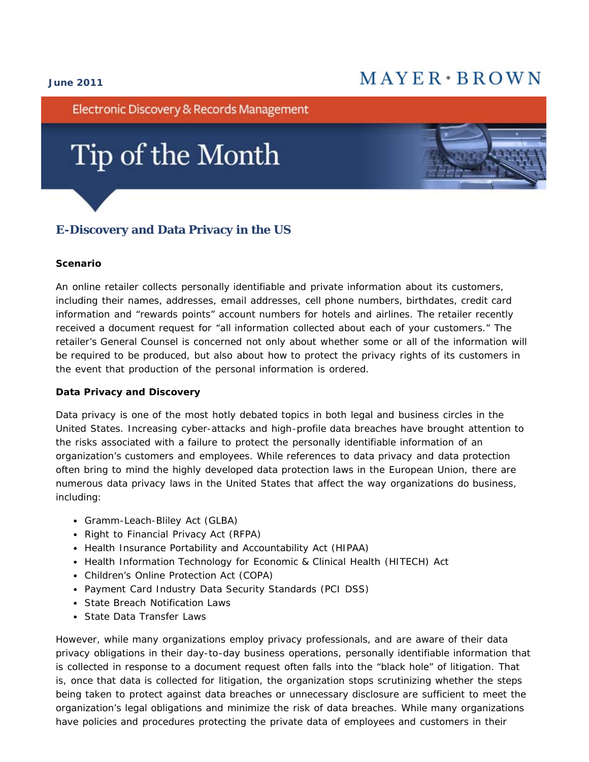June 2011

MAYER • BROWN

Electronic Discovery & Records Management

# Tip of the Month

## E-Discovery and Data Privacy in the US

**Scenario**

An online retailer collects personally identifiable and private information about its customers, including their names, addresses, email addresses, cell phone numbers, birthdates, credit card information and "rewards points" account numbers for hotels and airlines. The retailer recently received a document request for "all information collected about each of your customers." The retailer's General Counsel is concerned not only about whether some or all of the information will be required to be produced, but also about how to protect the privacy rights of its customers in the event that production of the personal information is ordered.

**Data Privacy and Discovery**

Data privacy is one of the most hotly debated topics in both legal and business circles in the United States. Increasing cyber-attacks and high-profile data breaches have brought attention to the risks associated with a failure to protect the personally identifiable information of an organization's customers and employees. While references to data privacy and data protection often bring to mind the highly developed data protection laws in the European Union, there are numerous data privacy laws in the United States that affect the way organizations do business, including:

- Gramm-Leach-Bliley Act (GLBA)
- Right to Financial Privacy Act (RFPA)
- Health Insurance Portability and Accountability Act (HIPAA)
- Health Information Technology for Economic & Clinical Health (HITECH) Act
- Children's Online Protection Act (COPA)
- Payment Card Industry Data Security Standards (PCI DSS)
- State Breach Notification Laws
- State Data Transfer Laws

However, while many organizations employ privacy professionals, and are aware of their data privacy obligations in their day-to-day business operations, personally identifiable information that is collected in response to a document request often falls into the "black hole" of litigation. That is, once that data is collected for litigation, the organization stops scrutinizing whether the steps being taken to protect against data breaches or unnecessary disclosure are sufficient to meet the organization's legal obligations and minimize the risk of data breaches. While many organizations have policies and procedures protecting the private data of employees and customers in their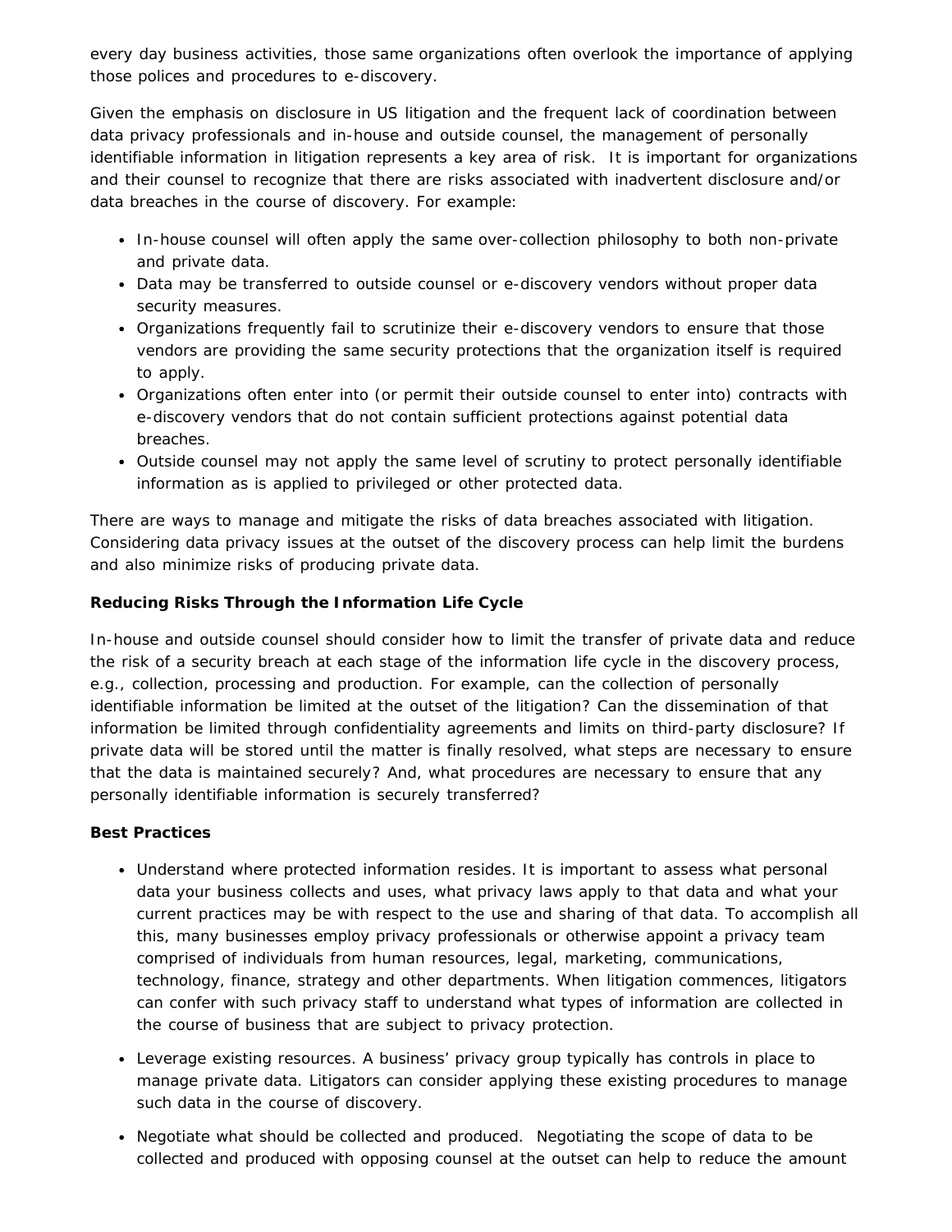every day business activities, those same organizations often overlook the importance of applying those polices and procedures to e-discovery.

Given the emphasis on disclosure in US litigation and the frequent lack of coordination between data privacy professionals and in-house and outside counsel, the management of personally identifiable information in litigation represents a key area of risk. It is important for organizations and their counsel to recognize that there are risks associated with inadvertent disclosure and/or data breaches in the course of discovery. For example:

- In-house counsel will often apply the same over-collection philosophy to both non-private and private data.
- Data may be transferred to outside counsel or e-discovery vendors without proper data security measures.
- Organizations frequently fail to scrutinize their e-discovery vendors to ensure that those vendors are providing the same security protections that the organization itself is required to apply.
- Organizations often enter into (or permit their outside counsel to enter into) contracts with e-discovery vendors that do not contain sufficient protections against potential data breaches.
- Outside counsel may not apply the same level of scrutiny to protect personally identifiable information as is applied to privileged or other protected data.

There are ways to manage and mitigate the risks of data breaches associated with litigation. Considering data privacy issues at the outset of the discovery process can help limit the burdens and also minimize risks of producing private data.

**Reducing Risks Through the Information Life Cycle**

In-house and outside counsel should consider how to limit the transfer of private data and reduce the risk of a security breach at each stage of the information life cycle in the discovery process, e.g., collection, processing and production. For example, can the collection of personally identifiable information be limited at the outset of the litigation? Can the dissemination of that information be limited through confidentiality agreements and limits on third-party disclosure? If private data will be stored until the matter is finally resolved, what steps are necessary to ensure that the data is maintained securely? And, what procedures are necessary to ensure that any personally identifiable information is securely transferred?

**Best Practices**

- Understand where protected information resides. It is important to assess what personal data your business collects and uses, what privacy laws apply to that data and what your current practices may be with respect to the use and sharing of that data. To accomplish all this, many businesses employ privacy professionals or otherwise appoint a privacy team comprised of individuals from human resources, legal, marketing, communications, technology, finance, strategy and other departments. When litigation commences, litigators can confer with such privacy staff to understand what types of information are collected in the course of business that are subject to privacy protection.

- Leverage existing resources. A business' privacy group typically has controls in place to manage private data. Litigators can consider applying these existing procedures to manage such data in the course of discovery.

- Negotiate what should be collected and produced. Negotiating the scope of data to be collected and produced with opposing counsel at the outset can help to reduce the amount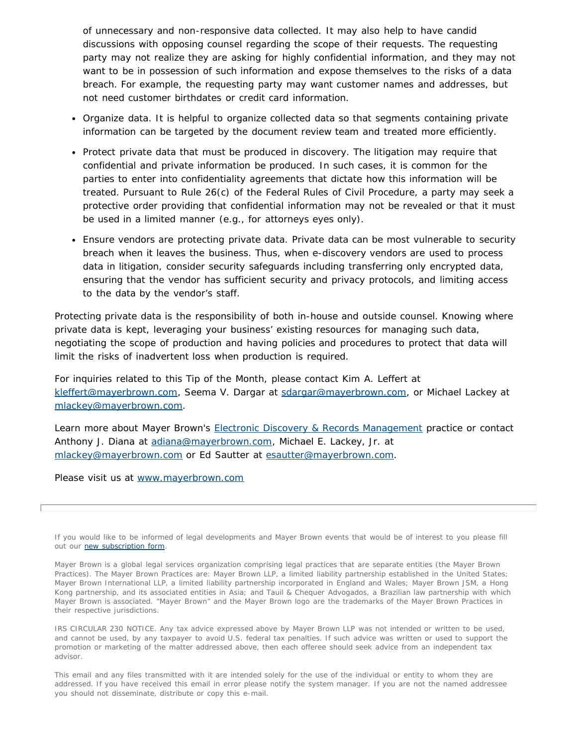of unnecessary and non-responsive data collected. It may also help to have candid discussions with opposing counsel regarding the scope of their requests. The requesting party may not realize they are asking for highly confidential information, and they may not want to be in possession of such information and expose themselves to the risks of a data breach. For example, the requesting party may want customer names and addresses, but not need customer birthdates or credit card information.

- Organize data. It is helpful to organize collected data so that segments containing private information can be targeted by the document review team and treated more efficiently.
- Protect private data that must be produced in discovery. The litigation may require that confidential and private information be produced. In such cases, it is common for the parties to enter into confidentiality agreements that dictate how this information will be treated. Pursuant to Rule 26(c) of the Federal Rules of Civil Procedure, a party may seek a protective order providing that confidential information may not be revealed or that it must be used in a limited manner (e.g., for attorneys eyes only).
- Ensure vendors are protecting private data. Private data can be most vulnerable to security breach when it leaves the business. Thus, when e-discovery vendors are used to process data in litigation, consider security safeguards including transferring only encrypted data, ensuring that the vendor has sufficient security and privacy protocols, and limiting access to the data by the vendor's staff.

Protecting private data is the responsibility of both in-house and outside counsel. Knowing where private data is kept, leveraging your business' existing resources for managing such data, negotiating the scope of production and having policies and procedures to protect that data will limit the risks of inadvertent loss when production is required.

For inquiries related to this Tip of the Month, please contact Kim A. Leffert at kleffert@mayerbrown.com, Seema V. Dargar at sdargar@mayerbrown.com, or Michael Lackey at mlackey@mayerbrown.com.

Learn more about Mayer Brown's Electronic Discovery & Records Management practice or contact Anthony J. Diana at adiana@mayerbrown.com, Michael E. Lackey, Jr. at mlackey@mayerbrown.com or Ed Sautter at esautter@mayerbrown.com.

Please visit us at www.mayerbrown.com

---

If you would like to be informed of legal developments and Mayer Brown events that would be of interest to you please fill out our new subscription form.

Mayer Brown is a global legal services organization comprising legal practices that are separate entities (the Mayer Brown Practices). The Mayer Brown Practices are: Mayer Brown LLP, a limited liability partnership established in the United States; Mayer Brown International LLP, a limited liability partnership incorporated in England and Wales; Mayer Brown JSM, a Hong Kong partnership, and its associated entities in Asia; and Tauil & Chequer Advogados, a Brazilian law partnership with which Mayer Brown is associated. "Mayer Brown" and the Mayer Brown logo are the trademarks of the Mayer Brown Practices in their respective jurisdictions.

IRS CIRCULAR 230 NOTICE. Any tax advice expressed above by Mayer Brown LLP was not intended or written to be used, and cannot be used, by any taxpayer to avoid U.S. federal tax penalties. If such advice was written or used to support the promotion or marketing of the matter addressed above, then each offeree should seek advice from an independent tax advisor.

This email and any files transmitted with it are intended solely for the use of the individual or entity to whom they are addressed. If you have received this email in error please notify the system manager. If you are not the named addressee you should not disseminate, distribute or copy this e-mail.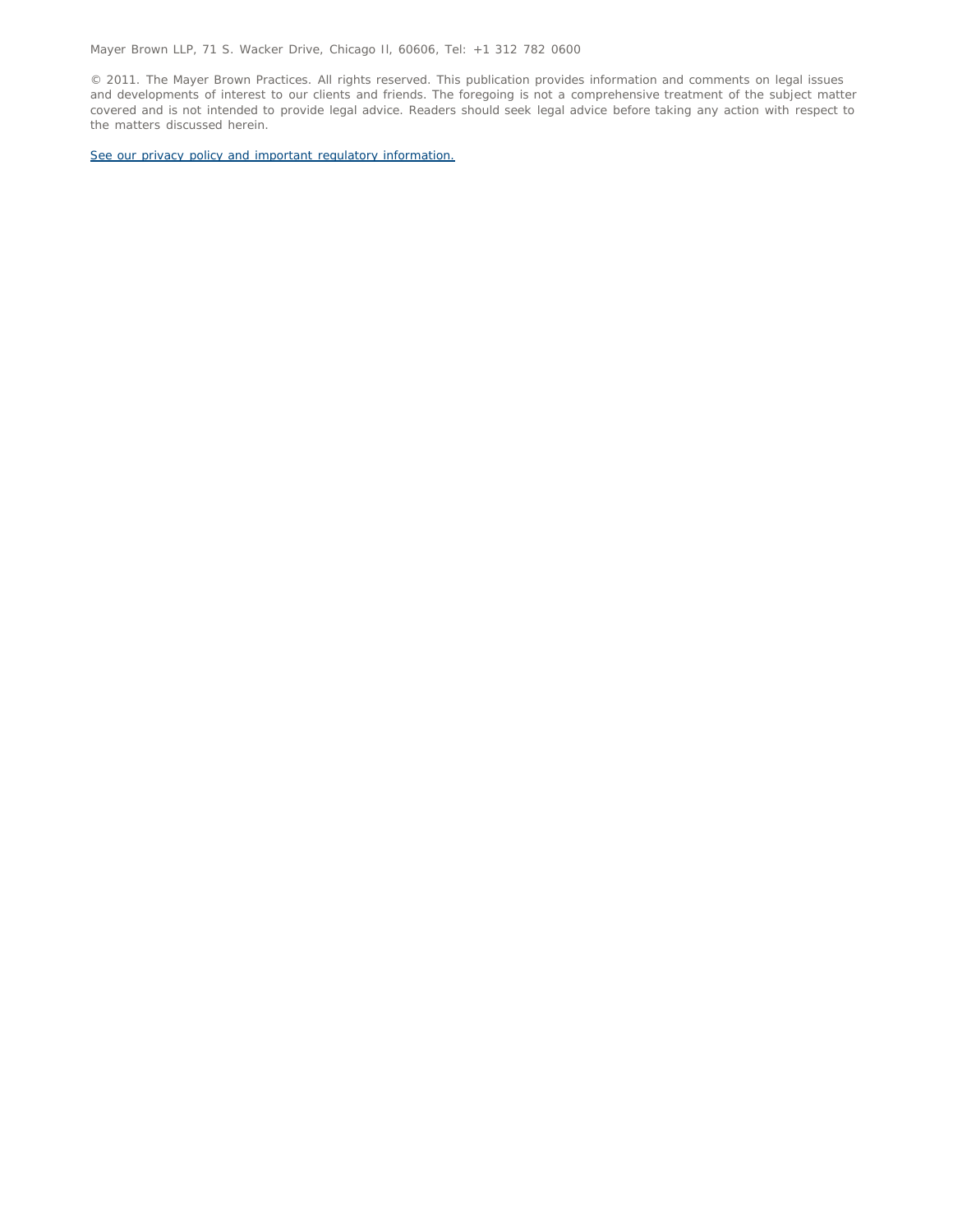Mayer Brown LLP, 71 S. Wacker Drive, Chicago Il, 60606, Tel: +1 312 782 0600

© 2011. The Mayer Brown Practices. All rights reserved. This publication provides information and comments on legal issues and developments of interest to our clients and friends. The foregoing is not a comprehensive treatment of the subject matter covered and is not intended to provide legal advice. Readers should seek legal advice before taking any action with respect to the matters discussed herein.

See our privacy policy and important regulatory information.